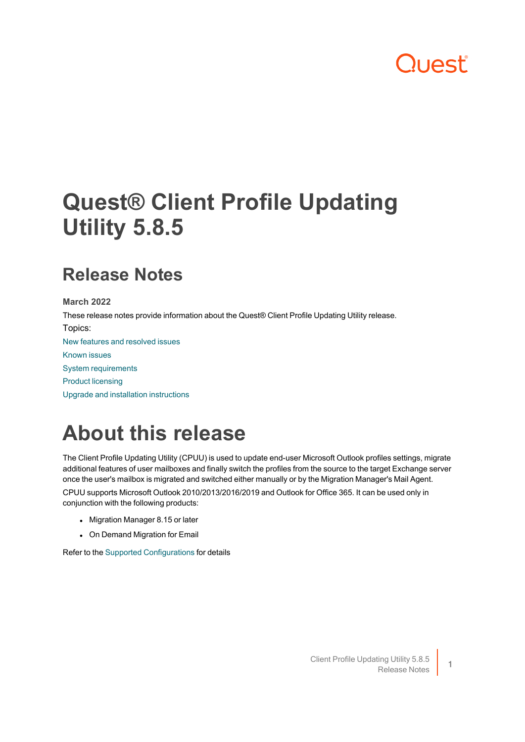# Quest® Client Profile Updating Utility 5.8.5

## Release Notes

**March 2022**

These release notes provide information about the Quest® Client Profile Updating Utility release.

Topics:

New features and resolved issues

Known issues

System requirements

Product licensing

Upgrade and installation instructions

# About this release

The Client Profile Updating Utility (CPUU) is used to update end-user Microsoft Outlook profiles settings, migrate additional features of user mailboxes and finally switch the profiles from the source to the target Exchange server once the user's mailbox is migrated and switched either manually or by the Migration Manager's Mail Agent.

CPUU supports Microsoft Outlook 2010/2013/2016/2019 and Outlook for Office 365. It can be used only in conjunction with the following products:

- Migration Manager 8.15 or later
- On Demand Migration for Email

Refer to the Supported Configurations for details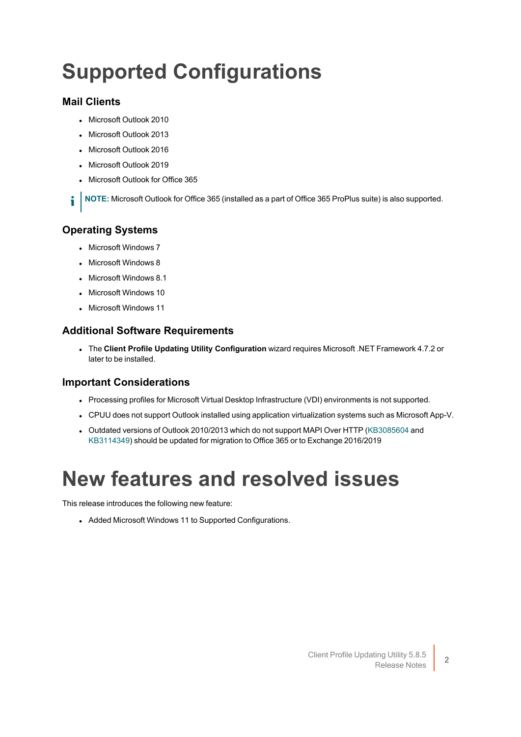# Supported Configurations

## Mail Clients

- Microsoft Outlook 2010
- Microsoft Outlook 2013
- Microsoft Outlook 2016
- Microsoft Outlook 2019
- Microsoft Outlook for Office 365

**NOTE:** Microsoft Outlook for Office 365 (installed as a part of Office 365 ProPlus suite) is also supported.

## Operating Systems

- Microsoft Windows 7
- Microsoft Windows 8
- Microsoft Windows 8.1
- Microsoft Windows 10
- Microsoft Windows 11

## Additional Software Requirements

- The **Client Profile Updating Utility Configuration** wizard requires Microsoft .NET Framework 4.7.2 or later to be installed.

## Important Considerations

- Processing profiles for Microsoft Virtual Desktop Infrastructure (VDI) environments is not supported.
- CPUU does not support Outlook installed using application virtualization systems such as Microsoft App-V.
- Outdated versions of Outlook 2010/2013 which do not support MAPI Over HTTP (KB3085604 and KB3114349) should be updated for migration to Office 365 or to Exchange 2016/2019

# New features and resolved issues

This release introduces the following new feature:

- Added Microsoft Windows 11 to Supported Configurations.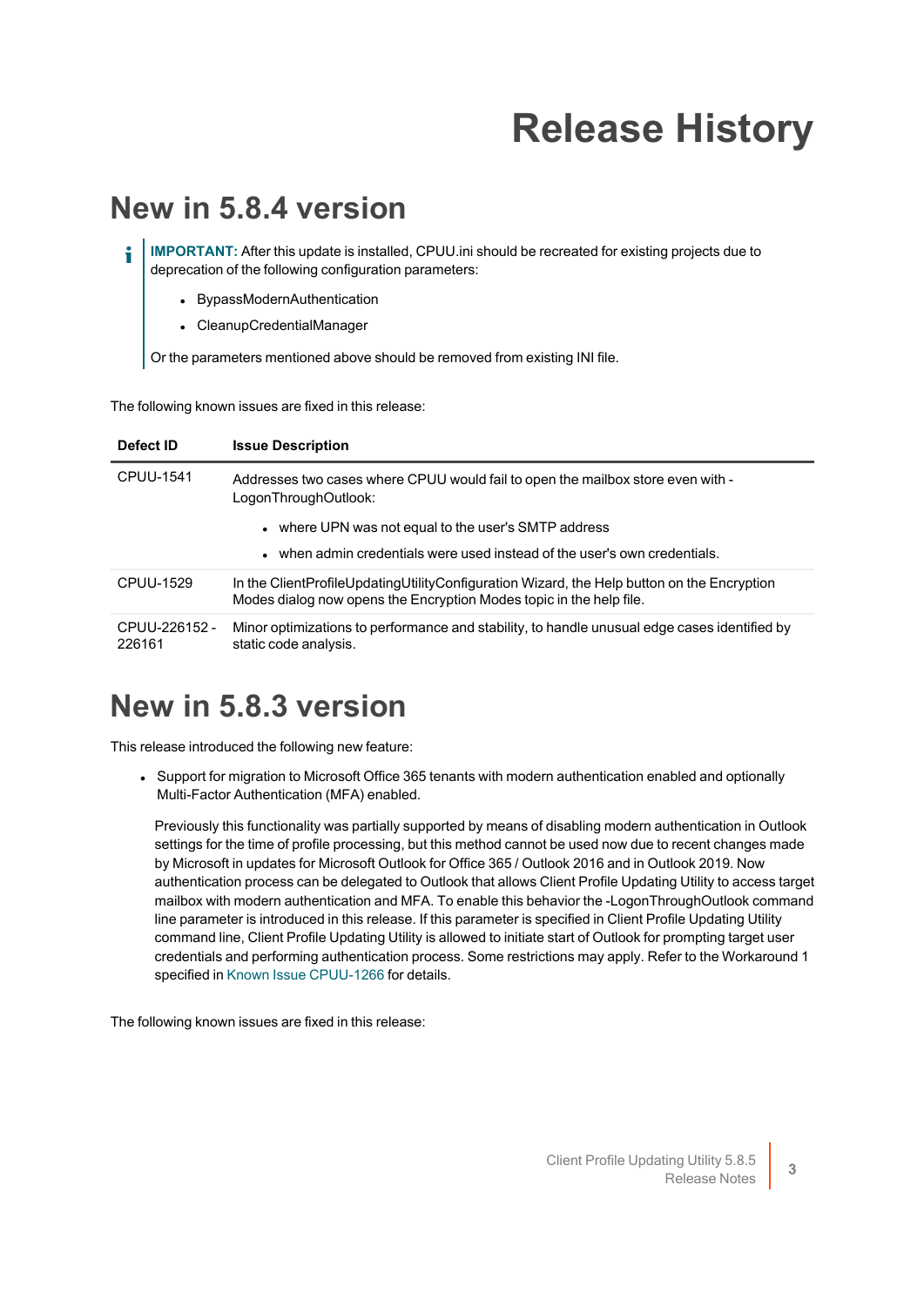# Release History

## New in 5.8.4 version

**IMPORTANT:** After this update is installed, CPUU.ini should be recreated for existing projects due to deprecation of the following configuration parameters:

- BypassModernAuthentication
- CleanupCredentialManager

Or the parameters mentioned above should be removed from existing INI file.

The following known issues are fixed in this release:

| Defect ID | Issue Description |
|---|---|
| CPUU-1541 | Addresses two cases where CPUU would fail to open the mailbox store even with -LogonThroughOutlook:<br>• where UPN was not equal to the user's SMTP address<br>• when admin credentials were used instead of the user's own credentials. |
| CPUU-1529 | In the ClientProfileUpdatingUtilityConfiguration Wizard, the Help button on the Encryption Modes dialog now opens the Encryption Modes topic in the help file. |
| CPUU-226152 - 226161 | Minor optimizations to performance and stability, to handle unusual edge cases identified by static code analysis. |

## New in 5.8.3 version

This release introduced the following new feature:

- Support for migration to Microsoft Office 365 tenants with modern authentication enabled and optionally Multi-Factor Authentication (MFA) enabled.

  Previously this functionality was partially supported by means of disabling modern authentication in Outlook settings for the time of profile processing, but this method cannot be used now due to recent changes made by Microsoft in updates for Microsoft Outlook for Office 365 / Outlook 2016 and in Outlook 2019. Now authentication process can be delegated to Outlook that allows Client Profile Updating Utility to access target mailbox with modern authentication and MFA. To enable this behavior the -LogonThroughOutlook command line parameter is introduced in this release. If this parameter is specified in Client Profile Updating Utility command line, Client Profile Updating Utility is allowed to initiate start of Outlook for prompting target user credentials and performing authentication process. Some restrictions may apply. Refer to the Workaround 1 specified in Known Issue CPUU-1266 for details.

The following known issues are fixed in this release: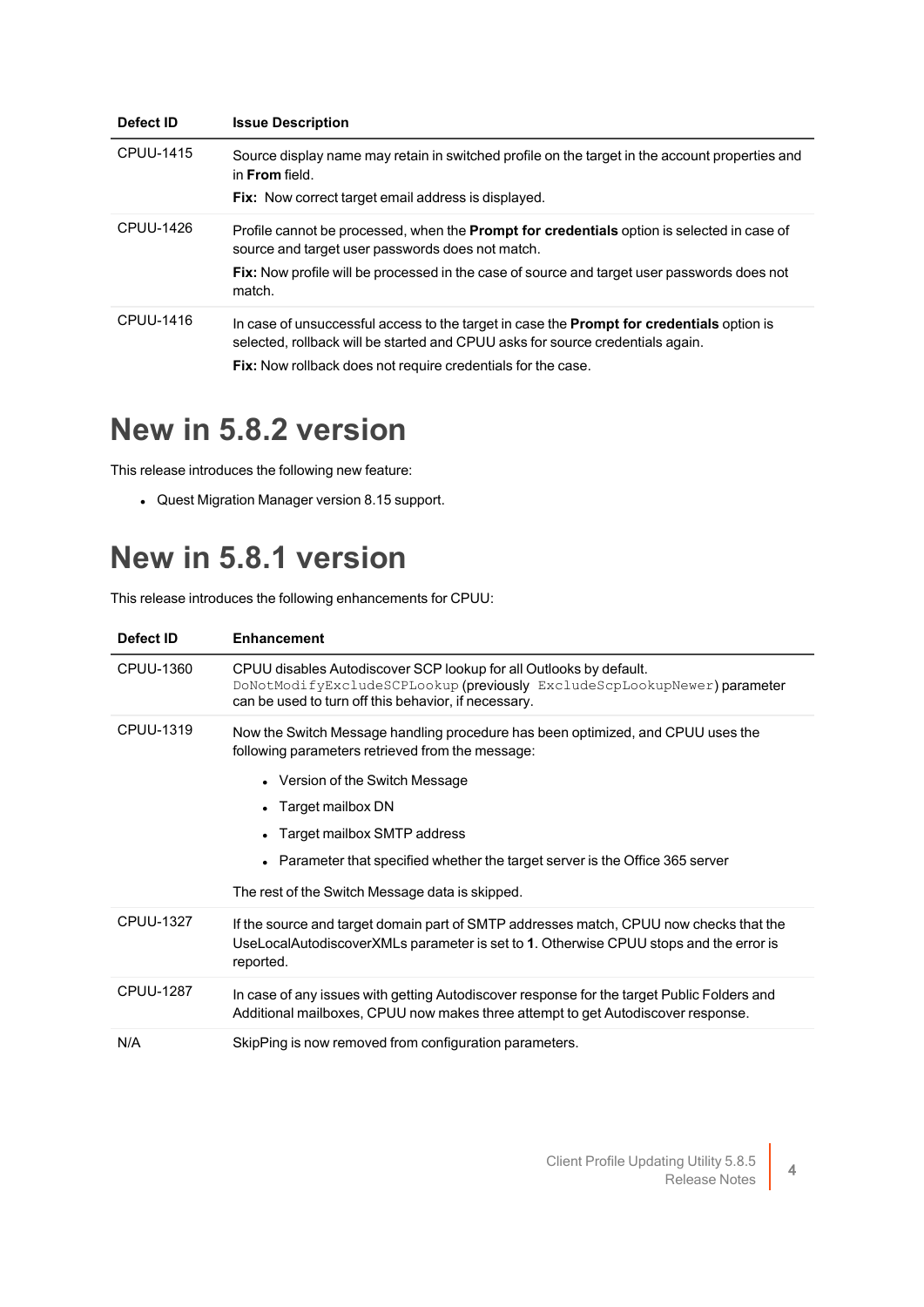| Defect ID | Issue Description |
|---|---|
| CPUU-1415 | Source display name may retain in switched profile on the target in the account properties and in **From** field.<br>**Fix:** Now correct target email address is displayed. |
| CPUU-1426 | Profile cannot be processed, when the **Prompt for credentials** option is selected in case of source and target user passwords does not match.<br>**Fix:** Now profile will be processed in the case of source and target user passwords does not match. |
| CPUU-1416 | In case of unsuccessful access to the target in case the **Prompt for credentials** option is selected, rollback will be started and CPUU asks for source credentials again.<br>**Fix:** Now rollback does not require credentials for the case. |

# New in 5.8.2 version

This release introduces the following new feature:

- Quest Migration Manager version 8.15 support.

# New in 5.8.1 version

This release introduces the following enhancements for CPUU:

| Defect ID | Enhancement |
|---|---|
| CPUU-1360 | CPUU disables Autodiscover SCP lookup for all Outlooks by default. `DoNotModifyExcludeSCPLookup` (previously `ExcludeScpLookupNewer`) parameter can be used to turn off this behavior, if necessary. |
| CPUU-1319 | Now the Switch Message handling procedure has been optimized, and CPUU uses the following parameters retrieved from the message:<br>• Version of the Switch Message<br>• Target mailbox DN<br>• Target mailbox SMTP address<br>• Parameter that specified whether the target server is the Office 365 server<br>The rest of the Switch Message data is skipped. |
| CPUU-1327 | If the source and target domain part of SMTP addresses match, CPUU now checks that the UseLocalAutodiscoverXMLs parameter is set to **1**. Otherwise CPUU stops and the error is reported. |
| CPUU-1287 | In case of any issues with getting Autodiscover response for the target Public Folders and Additional mailboxes, CPUU now makes three attempt to get Autodiscover response. |
| N/A | SkipPing is now removed from configuration parameters. |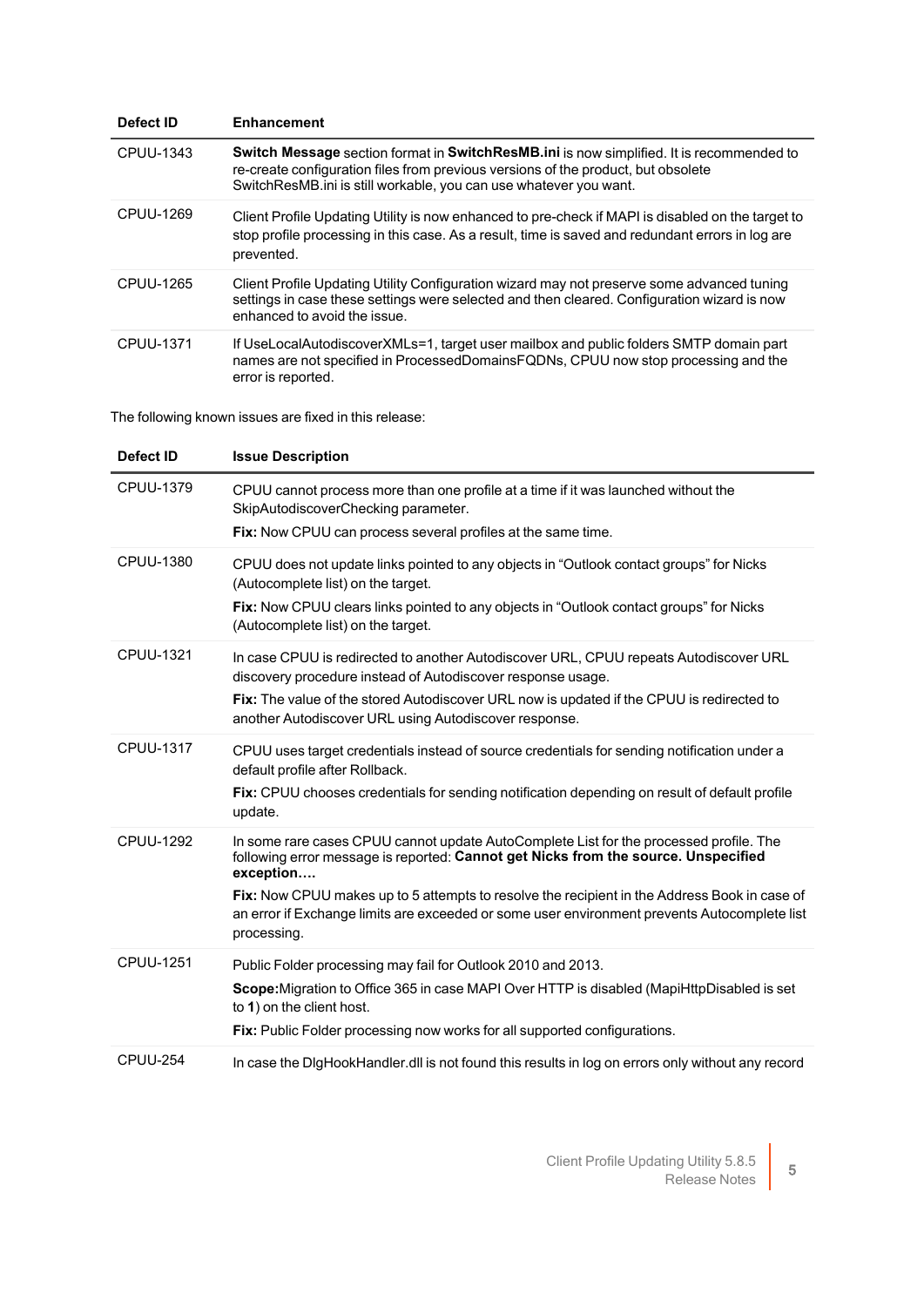| Defect ID | Enhancement |
| --- | --- |
| CPUU-1343 | **Switch Message** section format in **SwitchResMB.ini** is now simplified. It is recommended to re-create configuration files from previous versions of the product, but obsolete SwitchResMB.ini is still workable, you can use whatever you want. |
| CPUU-1269 | Client Profile Updating Utility is now enhanced to pre-check if MAPI is disabled on the target to stop profile processing in this case. As a result, time is saved and redundant errors in log are prevented. |
| CPUU-1265 | Client Profile Updating Utility Configuration wizard may not preserve some advanced tuning settings in case these settings were selected and then cleared. Configuration wizard is now enhanced to avoid the issue. |
| CPUU-1371 | If UseLocalAutodiscoverXMLs=1, target user mailbox and public folders SMTP domain part names are not specified in ProcessedDomainsFQDNs, CPUU now stop processing and the error is reported. |

The following known issues are fixed in this release:

| Defect ID | Issue Description |
| --- | --- |
| CPUU-1379 | CPUU cannot process more than one profile at a time if it was launched without the SkipAutodiscoverChecking parameter.<br>**Fix:** Now CPUU can process several profiles at the same time. |
| CPUU-1380 | CPUU does not update links pointed to any objects in "Outlook contact groups" for Nicks (Autocomplete list) on the target.<br>**Fix:** Now CPUU clears links pointed to any objects in "Outlook contact groups" for Nicks (Autocomplete list) on the target. |
| CPUU-1321 | In case CPUU is redirected to another Autodiscover URL, CPUU repeats Autodiscover URL discovery procedure instead of Autodiscover response usage.<br>**Fix:** The value of the stored Autodiscover URL now is updated if the CPUU is redirected to another Autodiscover URL using Autodiscover response. |
| CPUU-1317 | CPUU uses target credentials instead of source credentials for sending notification under a default profile after Rollback.<br>**Fix:** CPUU chooses credentials for sending notification depending on result of default profile update. |
| CPUU-1292 | In some rare cases CPUU cannot update AutoComplete List for the processed profile. The following error message is reported: **Cannot get Nicks from the source. Unspecified exception….**<br>**Fix:** Now CPUU makes up to 5 attempts to resolve the recipient in the Address Book in case of an error if Exchange limits are exceeded or some user environment prevents Autocomplete list processing. |
| CPUU-1251 | Public Folder processing may fail for Outlook 2010 and 2013.<br>**Scope:**Migration to Office 365 in case MAPI Over HTTP is disabled (MapiHttpDisabled is set to **1**) on the client host.<br>**Fix:** Public Folder processing now works for all supported configurations. |
| CPUU-254 | In case the DlgHookHandler.dll is not found this results in log on errors only without any record |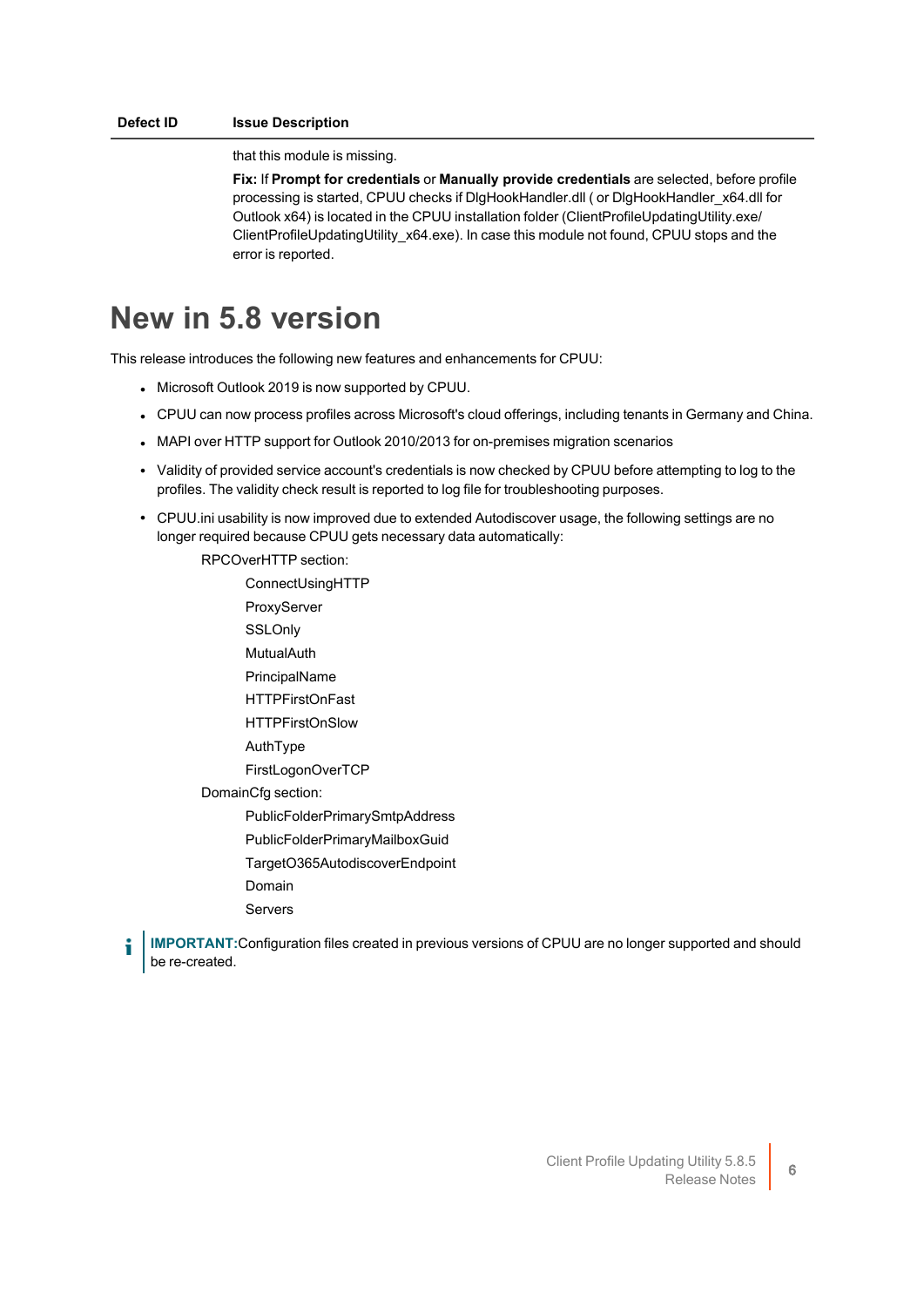| Defect ID | Issue Description |
| --- | --- |
| | that this module is missing.<br><br>**Fix:** If **Prompt for credentials** or **Manually provide credentials** are selected, before profile processing is started, CPUU checks if DlgHookHandler.dll ( or DlgHookHandler_x64.dll for Outlook x64) is located in the CPUU installation folder (ClientProfileUpdatingUtility.exe/ ClientProfileUpdatingUtility_x64.exe). In case this module not found, CPUU stops and the error is reported. |

# New in 5.8 version

This release introduces the following new features and enhancements for CPUU:

- Microsoft Outlook 2019 is now supported by CPUU.
- CPUU can now process profiles across Microsoft's cloud offerings, including tenants in Germany and China.
- MAPI over HTTP support for Outlook 2010/2013 for on-premises migration scenarios
- Validity of provided service account's credentials is now checked by CPUU before attempting to log to the profiles. The validity check result is reported to log file for troubleshooting purposes.
- CPUU.ini usability is now improved due to extended Autodiscover usage, the following settings are no longer required because CPUU gets necessary data automatically:
  - RPCOverHTTP section:
    - ConnectUsingHTTP
    - ProxyServer
    - SSLOnly
    - MutualAuth
    - PrincipalName
    - HTTPFirstOnFast
    - HTTPFirstOnSlow
    - AuthType
    - FirstLogonOverTCP
  - DomainCfg section:
    - PublicFolderPrimarySmtpAddress
    - PublicFolderPrimaryMailboxGuid
    - TargetO365AutodiscoverEndpoint
    - Domain
    - Servers

**IMPORTANT:** Configuration files created in previous versions of CPUU are no longer supported and should be re-created.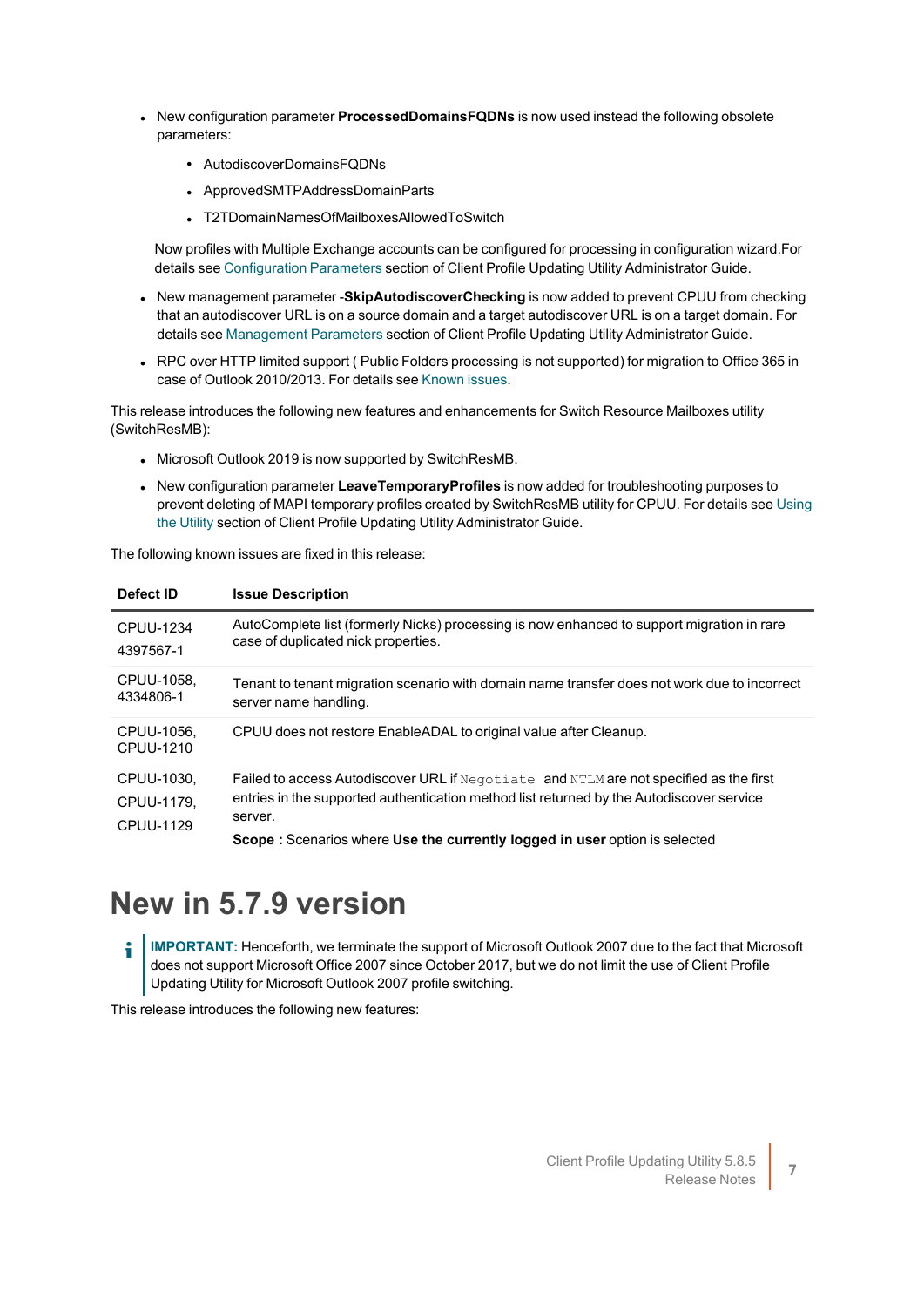- New configuration parameter **ProcessedDomainsFQDNs** is now used instead the following obsolete parameters:
  - AutodiscoverDomainsFQDNs
  - ApprovedSMTPAddressDomainParts
  - T2TDomainNamesOfMailboxesAllowedToSwitch

  Now profiles with Multiple Exchange accounts can be configured for processing in configuration wizard.For details see Configuration Parameters section of Client Profile Updating Utility Administrator Guide.

- New management parameter -**SkipAutodiscoverChecking** is now added to prevent CPUU from checking that an autodiscover URL is on a source domain and a target autodiscover URL is on a target domain. For details see Management Parameters section of Client Profile Updating Utility Administrator Guide.
- RPC over HTTP limited support ( Public Folders processing is not supported) for migration to Office 365 in case of Outlook 2010/2013. For details see Known issues.

This release introduces the following new features and enhancements for Switch Resource Mailboxes utility (SwitchResMB):

- Microsoft Outlook 2019 is now supported by SwitchResMB.
- New configuration parameter **LeaveTemporaryProfiles** is now added for troubleshooting purposes to prevent deleting of MAPI temporary profiles created by SwitchResMB utility for CPUU. For details see Using the Utility section of Client Profile Updating Utility Administrator Guide.

The following known issues are fixed in this release:

| Defect ID | Issue Description |
| --- | --- |
| CPUU-1234 4397567-1 | AutoComplete list (formerly Nicks) processing is now enhanced to support migration in rare case of duplicated nick properties. |
| CPUU-1058, 4334806-1 | Tenant to tenant migration scenario with domain name transfer does not work due to incorrect server name handling. |
| CPUU-1056, CPUU-1210 | CPUU does not restore EnableADAL to original value after Cleanup. |
| CPUU-1030, CPUU-1179, CPUU-1129 | Failed to access Autodiscover URL if `Negotiate` and `NTLM` are not specified as the first entries in the supported authentication method list returned by the Autodiscover service server.<br>**Scope :** Scenarios where **Use the currently logged in user** option is selected |

# New in 5.7.9 version

**IMPORTANT:** Henceforth, we terminate the support of Microsoft Outlook 2007 due to the fact that Microsoft does not support Microsoft Office 2007 since October 2017, but we do not limit the use of Client Profile Updating Utility for Microsoft Outlook 2007 profile switching.

This release introduces the following new features: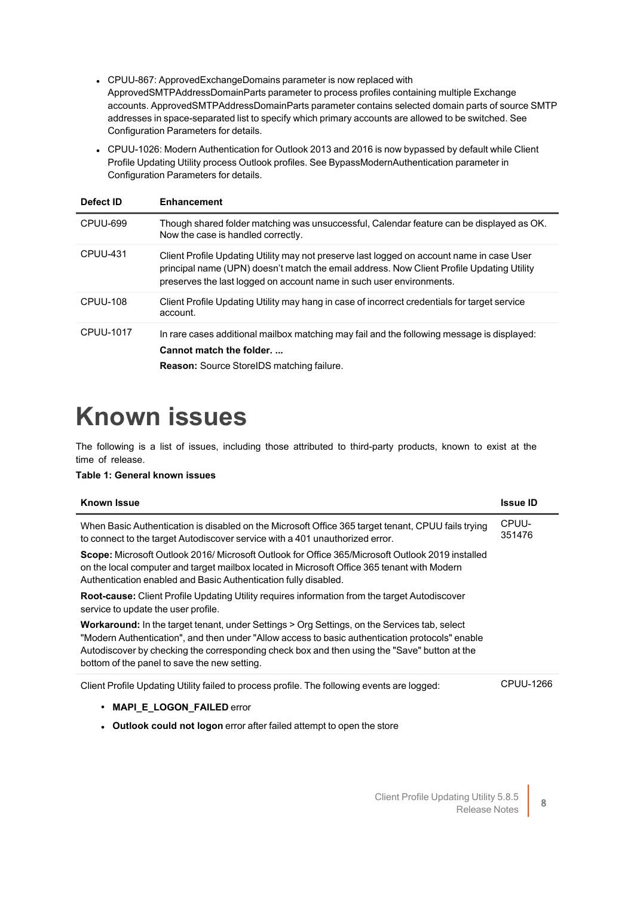- CPUU-867: ApprovedExchangeDomains parameter is now replaced with ApprovedSMTPAddressDomainParts parameter to process profiles containing multiple Exchange accounts. ApprovedSMTPAddressDomainParts parameter contains selected domain parts of source SMTP addresses in space-separated list to specify which primary accounts are allowed to be switched. See Configuration Parameters for details.
- CPUU-1026: Modern Authentication for Outlook 2013 and 2016 is now bypassed by default while Client Profile Updating Utility process Outlook profiles. See BypassModernAuthentication parameter in Configuration Parameters for details.

| Defect ID | Enhancement |
|---|---|
| CPUU-699 | Though shared folder matching was unsuccessful, Calendar feature can be displayed as OK. Now the case is handled correctly. |
| CPUU-431 | Client Profile Updating Utility may not preserve last logged on account name in case User principal name (UPN) doesn't match the email address. Now Client Profile Updating Utility preserves the last logged on account name in such user environments. |
| CPUU-108 | Client Profile Updating Utility may hang in case of incorrect credentials for target service account. |
| CPUU-1017 | In rare cases additional mailbox matching may fail and the following message is displayed:<br>**Cannot match the folder. ...**<br>**Reason:** Source StoreIDS matching failure. |

# Known issues

The following is a list of issues, including those attributed to third-party products, known to exist at the time of release.

**Table 1: General known issues**

| Known Issue | Issue ID |
|---|---|
| When Basic Authentication is disabled on the Microsoft Office 365 target tenant, CPUU fails trying to connect to the target Autodiscover service with a 401 unauthorized error.<br>**Scope:** Microsoft Outlook 2016/ Microsoft Outlook for Office 365/Microsoft Outlook 2019 installed on the local computer and target mailbox located in Microsoft Office 365 tenant with Modern Authentication enabled and Basic Authentication fully disabled.<br>**Root-cause:** Client Profile Updating Utility requires information from the target Autodiscover service to update the user profile.<br>**Workaround:** In the target tenant, under Settings > Org Settings, on the Services tab, select "Modern Authentication", and then under "Allow access to basic authentication protocols" enable Autodiscover by checking the corresponding check box and then using the "Save" button at the bottom of the panel to save the new setting. | CPUU-351476 |
| Client Profile Updating Utility failed to process profile. The following events are logged:<br>• **MAPI_E_LOGON_FAILED** error<br>• **Outlook could not logon** error after failed attempt to open the store | CPUU-1266 |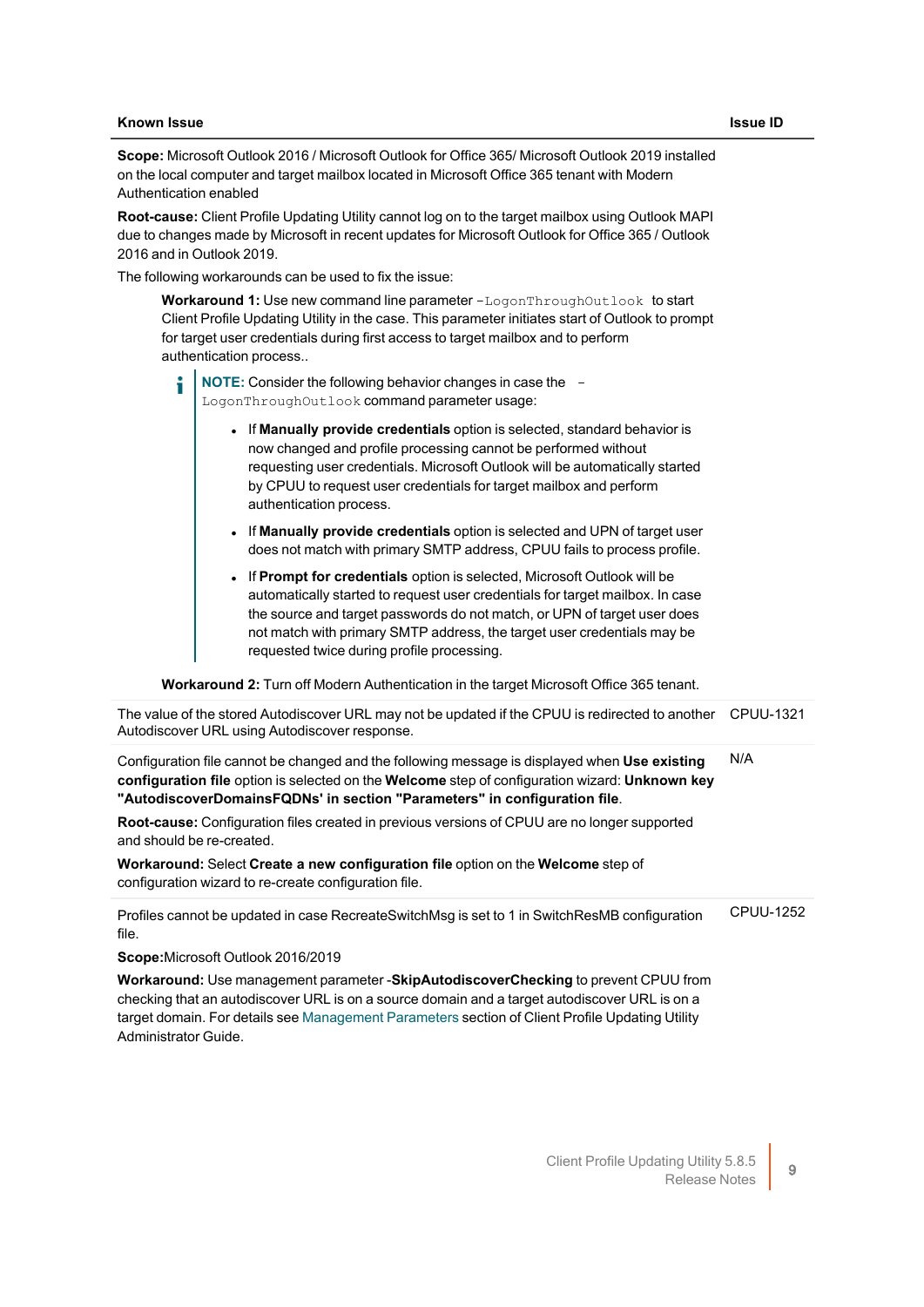| Known Issue | Issue ID |
|---|---|
| **Scope:** Microsoft Outlook 2016 / Microsoft Outlook for Office 365/ Microsoft Outlook 2019 installed on the local computer and target mailbox located in Microsoft Office 365 tenant with Modern Authentication enabled<br><br>**Root-cause:** Client Profile Updating Utility cannot log on to the target mailbox using Outlook MAPI due to changes made by Microsoft in recent updates for Microsoft Outlook for Office 365 / Outlook 2016 and in Outlook 2019.<br><br>The following workarounds can be used to fix the issue:<br><br>**Workaround 1:** Use new command line parameter `-LogonThroughOutlook` to start Client Profile Updating Utility in the case. This parameter initiates start of Outlook to prompt for target user credentials during first access to target mailbox and to perform authentication process..<br><br>**NOTE:** Consider the following behavior changes in case the `-LogonThroughOutlook` command parameter usage:<br>• If **Manually provide credentials** option is selected, standard behavior is now changed and profile processing cannot be performed without requesting user credentials. Microsoft Outlook will be automatically started by CPUU to request user credentials for target mailbox and perform authentication process.<br>• If **Manually provide credentials** option is selected and UPN of target user does not match with primary SMTP address, CPUU fails to process profile.<br>• If **Prompt for credentials** option is selected, Microsoft Outlook will be automatically started to request user credentials for target mailbox. In case the source and target passwords do not match, or UPN of target user does not match with primary SMTP address, the target user credentials may be requested twice during profile processing.<br><br>**Workaround 2:** Turn off Modern Authentication in the target Microsoft Office 365 tenant. | |
| The value of the stored Autodiscover URL may not be updated if the CPUU is redirected to another Autodiscover URL using Autodiscover response. | CPUU-1321 |
| Configuration file cannot be changed and the following message is displayed when **Use existing configuration file** option is selected on the **Welcome** step of configuration wizard: **Unknown key "AutodiscoverDomainsFQDNs' in section "Parameters" in configuration file**.<br><br>**Root-cause:** Configuration files created in previous versions of CPUU are no longer supported and should be re-created.<br><br>**Workaround:** Select **Create a new configuration file** option on the **Welcome** step of configuration wizard to re-create configuration file. | N/A |
| Profiles cannot be updated in case RecreateSwitchMsg is set to 1 in SwitchResMB configuration file.<br><br>**Scope:**Microsoft Outlook 2016/2019<br><br>**Workaround:** Use management parameter -**SkipAutodiscoverChecking** to prevent CPUU from checking that an autodiscover URL is on a source domain and a target autodiscover URL is on a target domain. For details see Management Parameters section of Client Profile Updating Utility Administrator Guide. | CPUU-1252 |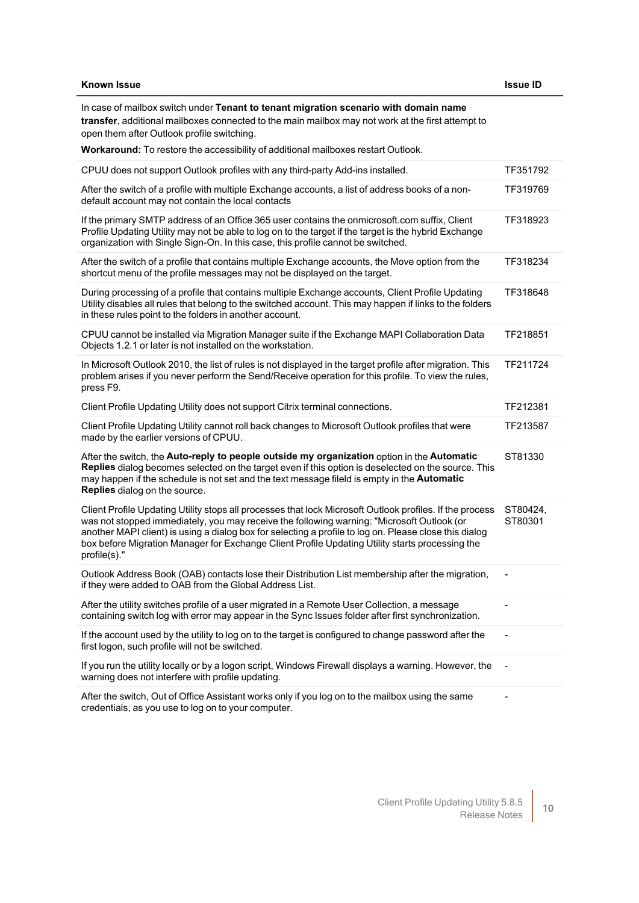| Known Issue | Issue ID |
| --- | --- |
| In case of mailbox switch under **Tenant to tenant migration scenario with domain name transfer**, additional mailboxes connected to the main mailbox may not work at the first attempt to open them after Outlook profile switching.<br><br>**Workaround:** To restore the accessibility of additional mailboxes restart Outlook. | |
| CPUU does not support Outlook profiles with any third-party Add-ins installed. | TF351792 |
| After the switch of a profile with multiple Exchange accounts, a list of address books of a non-default account may not contain the local contacts | TF319769 |
| If the primary SMTP address of an Office 365 user contains the onmicrosoft.com suffix, Client Profile Updating Utility may not be able to log on to the target if the target is the hybrid Exchange organization with Single Sign-On. In this case, this profile cannot be switched. | TF318923 |
| After the switch of a profile that contains multiple Exchange accounts, the Move option from the shortcut menu of the profile messages may not be displayed on the target. | TF318234 |
| During processing of a profile that contains multiple Exchange accounts, Client Profile Updating Utility disables all rules that belong to the switched account. This may happen if links to the folders in these rules point to the folders in another account. | TF318648 |
| CPUU cannot be installed via Migration Manager suite if the Exchange MAPI Collaboration Data Objects 1.2.1 or later is not installed on the workstation. | TF218851 |
| In Microsoft Outlook 2010, the list of rules is not displayed in the target profile after migration. This problem arises if you never perform the Send/Receive operation for this profile. To view the rules, press F9. | TF211724 |
| Client Profile Updating Utility does not support Citrix terminal connections. | TF212381 |
| Client Profile Updating Utility cannot roll back changes to Microsoft Outlook profiles that were made by the earlier versions of CPUU. | TF213587 |
| After the switch, the **Auto-reply to people outside my organization** option in the **Automatic Replies** dialog becomes selected on the target even if this option is deselected on the source. This may happen if the schedule is not set and the text message fileld is empty in the **Automatic Replies** dialog on the source. | ST81330 |
| Client Profile Updating Utility stops all processes that lock Microsoft Outlook profiles. If the process was not stopped immediately, you may receive the following warning: "Microsoft Outlook (or another MAPI client) is using a dialog box for selecting a profile to log on. Please close this dialog box before Migration Manager for Exchange Client Profile Updating Utility starts processing the profile(s)." | ST80424, ST80301 |
| Outlook Address Book (OAB) contacts lose their Distribution List membership after the migration, if they were added to OAB from the Global Address List. | - |
| After the utility switches profile of a user migrated in a Remote User Collection, a message containing switch log with error may appear in the Sync Issues folder after first synchronization. | - |
| If the account used by the utility to log on to the target is configured to change password after the first logon, such profile will not be switched. | - |
| If you run the utility locally or by a logon script, Windows Firewall displays a warning. However, the warning does not interfere with profile updating. | - |
| After the switch, Out of Office Assistant works only if you log on to the mailbox using the same credentials, as you use to log on to your computer. | - |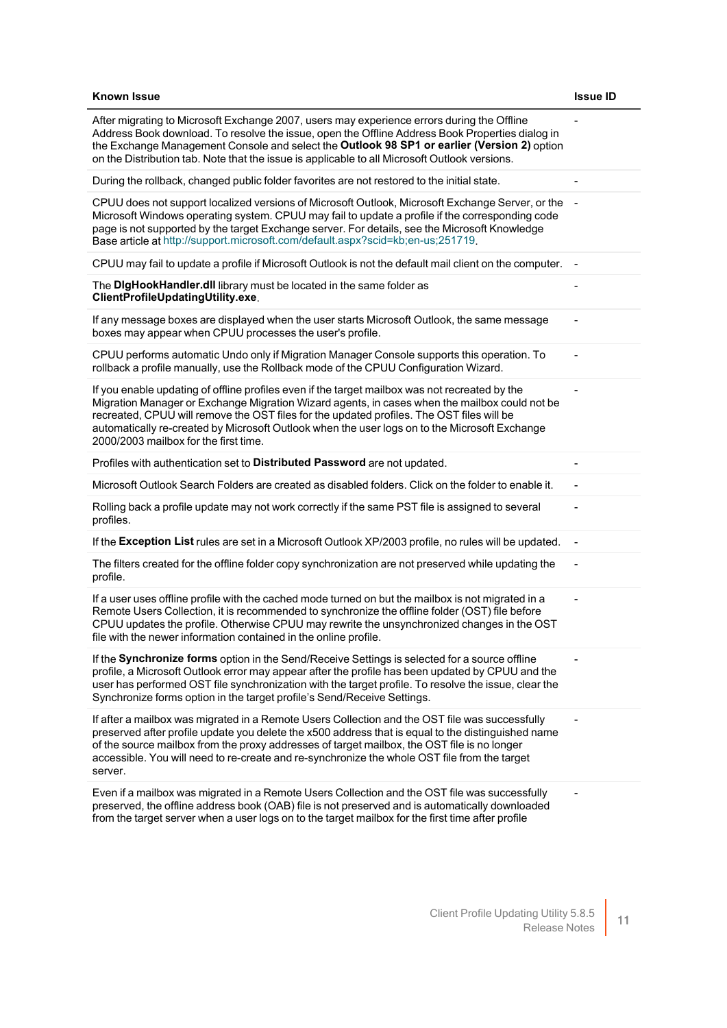| Known Issue | Issue ID |
| --- | --- |
| After migrating to Microsoft Exchange 2007, users may experience errors during the Offline Address Book download. To resolve the issue, open the Offline Address Book Properties dialog in the Exchange Management Console and select the **Outlook 98 SP1 or earlier (Version 2)** option on the Distribution tab. Note that the issue is applicable to all Microsoft Outlook versions. | - |
| During the rollback, changed public folder favorites are not restored to the initial state. | - |
| CPUU does not support localized versions of Microsoft Outlook, Microsoft Exchange Server, or the Microsoft Windows operating system. CPUU may fail to update a profile if the corresponding code page is not supported by the target Exchange server. For details, see the Microsoft Knowledge Base article at http://support.microsoft.com/default.aspx?scid=kb;en-us;251719. | - |
| CPUU may fail to update a profile if Microsoft Outlook is not the default mail client on the computer. | - |
| The **DlgHookHandler.dll** library must be located in the same folder as **ClientProfileUpdatingUtility.exe**. | - |
| If any message boxes are displayed when the user starts Microsoft Outlook, the same message boxes may appear when CPUU processes the user's profile. | - |
| CPUU performs automatic Undo only if Migration Manager Console supports this operation. To rollback a profile manually, use the Rollback mode of the CPUU Configuration Wizard. | - |
| If you enable updating of offline profiles even if the target mailbox was not recreated by the Migration Manager or Exchange Migration Wizard agents, in cases when the mailbox could not be recreated, CPUU will remove the OST files for the updated profiles. The OST files will be automatically re-created by Microsoft Outlook when the user logs on to the Microsoft Exchange 2000/2003 mailbox for the first time. | - |
| Profiles with authentication set to **Distributed Password** are not updated. | - |
| Microsoft Outlook Search Folders are created as disabled folders. Click on the folder to enable it. | - |
| Rolling back a profile update may not work correctly if the same PST file is assigned to several profiles. | - |
| If the **Exception List** rules are set in a Microsoft Outlook XP/2003 profile, no rules will be updated. | - |
| The filters created for the offline folder copy synchronization are not preserved while updating the profile. | - |
| If a user uses offline profile with the cached mode turned on but the mailbox is not migrated in a Remote Users Collection, it is recommended to synchronize the offline folder (OST) file before CPUU updates the profile. Otherwise CPUU may rewrite the unsynchronized changes in the OST file with the newer information contained in the online profile. | - |
| If the **Synchronize forms** option in the Send/Receive Settings is selected for a source offline profile, a Microsoft Outlook error may appear after the profile has been updated by CPUU and the user has performed OST file synchronization with the target profile. To resolve the issue, clear the Synchronize forms option in the target profile's Send/Receive Settings. | - |
| If after a mailbox was migrated in a Remote Users Collection and the OST file was successfully preserved after profile update you delete the x500 address that is equal to the distinguished name of the source mailbox from the proxy addresses of target mailbox, the OST file is no longer accessible. You will need to re-create and re-synchronize the whole OST file from the target server. | - |
| Even if a mailbox was migrated in a Remote Users Collection and the OST file was successfully preserved, the offline address book (OAB) file is not preserved and is automatically downloaded from the target server when a user logs on to the target mailbox for the first time after profile | - |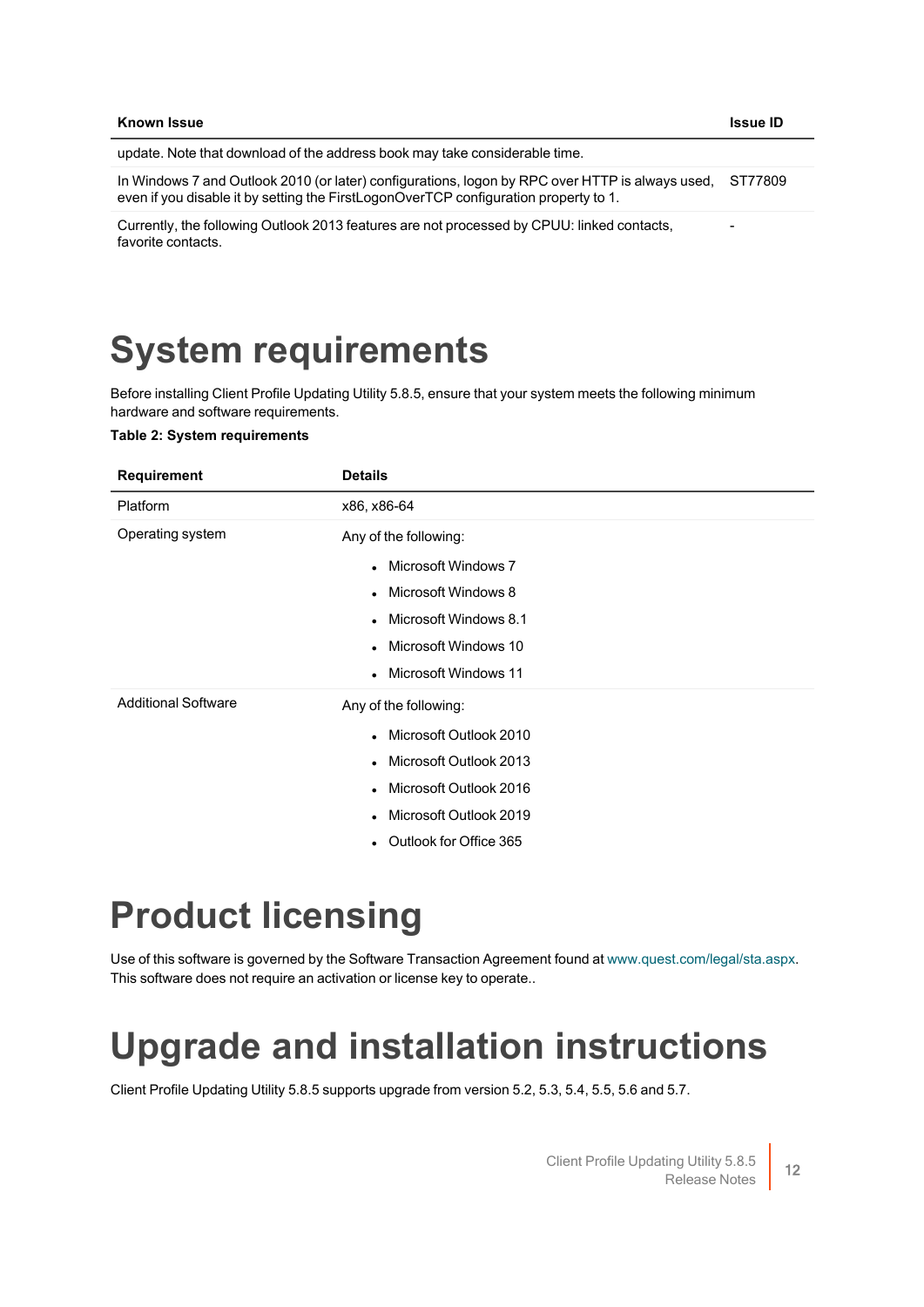| Known Issue | Issue ID |
|---|---|
| update. Note that download of the address book may take considerable time. | |
| In Windows 7 and Outlook 2010 (or later) configurations, logon by RPC over HTTP is always used, even if you disable it by setting the FirstLogonOverTCP configuration property to 1. | ST77809 |
| Currently, the following Outlook 2013 features are not processed by CPUU: linked contacts, favorite contacts. | - |

# System requirements

Before installing Client Profile Updating Utility 5.8.5, ensure that your system meets the following minimum hardware and software requirements.

**Table 2: System requirements**

| Requirement | Details |
|---|---|
| Platform | x86, x86-64 |
| Operating system | Any of the following:<br>• Microsoft Windows 7<br>• Microsoft Windows 8<br>• Microsoft Windows 8.1<br>• Microsoft Windows 10<br>• Microsoft Windows 11 |
| Additional Software | Any of the following:<br>• Microsoft Outlook 2010<br>• Microsoft Outlook 2013<br>• Microsoft Outlook 2016<br>• Microsoft Outlook 2019<br>• Outlook for Office 365 |

# Product licensing

Use of this software is governed by the Software Transaction Agreement found at www.quest.com/legal/sta.aspx. This software does not require an activation or license key to operate..

# Upgrade and installation instructions

Client Profile Updating Utility 5.8.5 supports upgrade from version 5.2, 5.3, 5.4, 5.5, 5.6 and 5.7.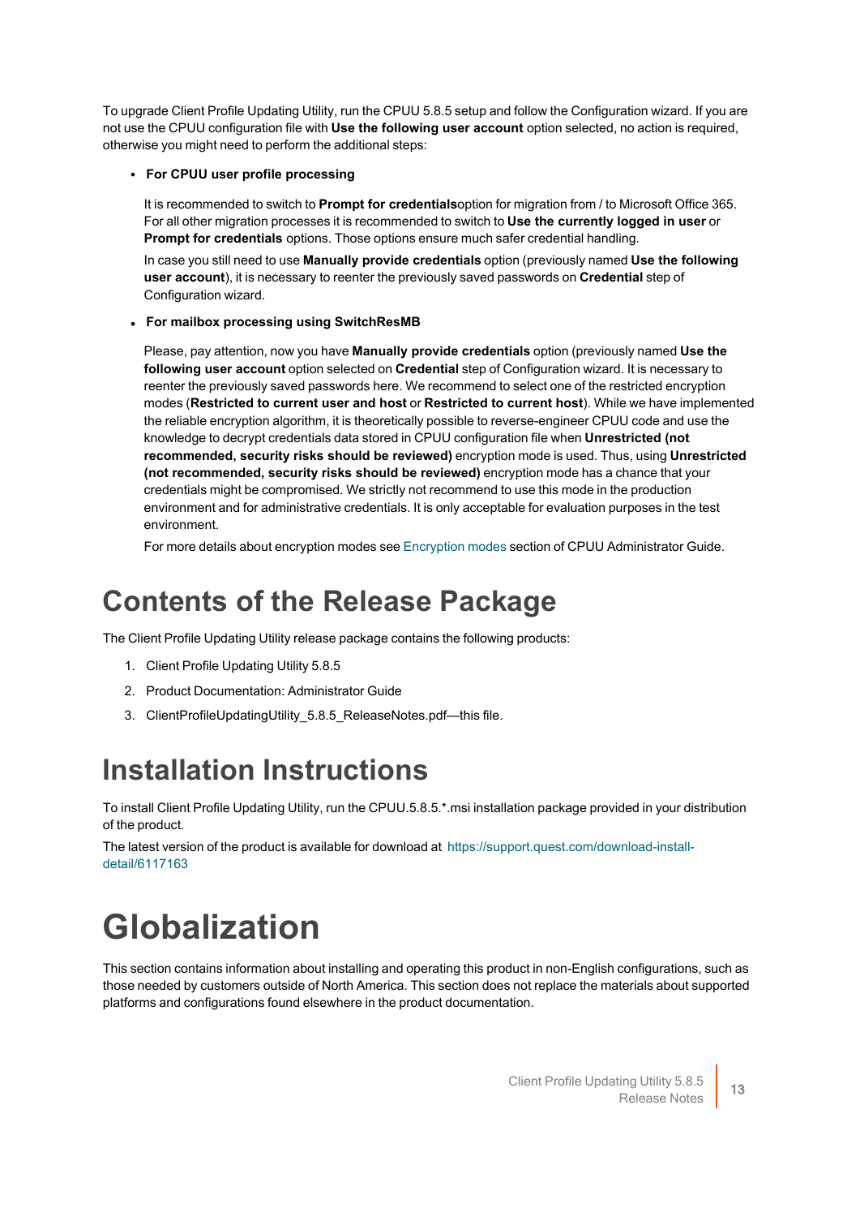To upgrade Client Profile Updating Utility, run the CPUU 5.8.5 setup and follow the Configuration wizard. If you are not use the CPUU configuration file with **Use the following user account** option selected, no action is required, otherwise you might need to perform the additional steps:

- **For CPUU user profile processing**

  It is recommended to switch to **Prompt for credentials**option for migration from / to Microsoft Office 365. For all other migration processes it is recommended to switch to **Use the currently logged in user** or **Prompt for credentials** options. Those options ensure much safer credential handling.

  In case you still need to use **Manually provide credentials** option (previously named **Use the following user account**), it is necessary to reenter the previously saved passwords on **Credential** step of Configuration wizard.

- **For mailbox processing using SwitchResMB**

  Please, pay attention, now you have **Manually provide credentials** option (previously named **Use the following user account** option selected on **Credential** step of Configuration wizard. It is necessary to reenter the previously saved passwords here. We recommend to select one of the restricted encryption modes (**Restricted to current user and host** or **Restricted to current host**). While we have implemented the reliable encryption algorithm, it is theoretically possible to reverse-engineer CPUU code and use the knowledge to decrypt credentials data stored in CPUU configuration file when **Unrestricted (not recommended, security risks should be reviewed)** encryption mode is used. Thus, using **Unrestricted (not recommended, security risks should be reviewed)** encryption mode has a chance that your credentials might be compromised. We strictly not recommend to use this mode in the production environment and for administrative credentials. It is only acceptable for evaluation purposes in the test environment.

  For more details about encryption modes see Encryption modes section of CPUU Administrator Guide.

# Contents of the Release Package

The Client Profile Updating Utility release package contains the following products:

1. Client Profile Updating Utility 5.8.5
2. Product Documentation: Administrator Guide
3. ClientProfileUpdatingUtility_5.8.5_ReleaseNotes.pdf—this file.

# Installation Instructions

To install Client Profile Updating Utility, run the CPUU.5.8.5.*.msi installation package provided in your distribution of the product.

The latest version of the product is available for download at https://support.quest.com/download-install-detail/6117163

# Globalization

This section contains information about installing and operating this product in non-English configurations, such as those needed by customers outside of North America. This section does not replace the materials about supported platforms and configurations found elsewhere in the product documentation.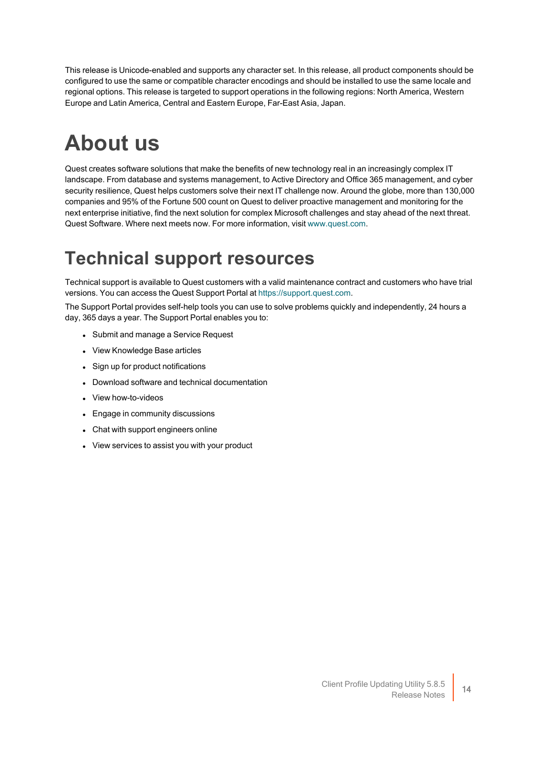This release is Unicode-enabled and supports any character set. In this release, all product components should be configured to use the same or compatible character encodings and should be installed to use the same locale and regional options. This release is targeted to support operations in the following regions: North America, Western Europe and Latin America, Central and Eastern Europe, Far-East Asia, Japan.

# About us

Quest creates software solutions that make the benefits of new technology real in an increasingly complex IT landscape. From database and systems management, to Active Directory and Office 365 management, and cyber security resilience, Quest helps customers solve their next IT challenge now. Around the globe, more than 130,000 companies and 95% of the Fortune 500 count on Quest to deliver proactive management and monitoring for the next enterprise initiative, find the next solution for complex Microsoft challenges and stay ahead of the next threat. Quest Software. Where next meets now. For more information, visit www.quest.com.

## Technical support resources

Technical support is available to Quest customers with a valid maintenance contract and customers who have trial versions. You can access the Quest Support Portal at https://support.quest.com.

The Support Portal provides self-help tools you can use to solve problems quickly and independently, 24 hours a day, 365 days a year. The Support Portal enables you to:

- Submit and manage a Service Request
- View Knowledge Base articles
- Sign up for product notifications
- Download software and technical documentation
- View how-to-videos
- Engage in community discussions
- Chat with support engineers online
- View services to assist you with your product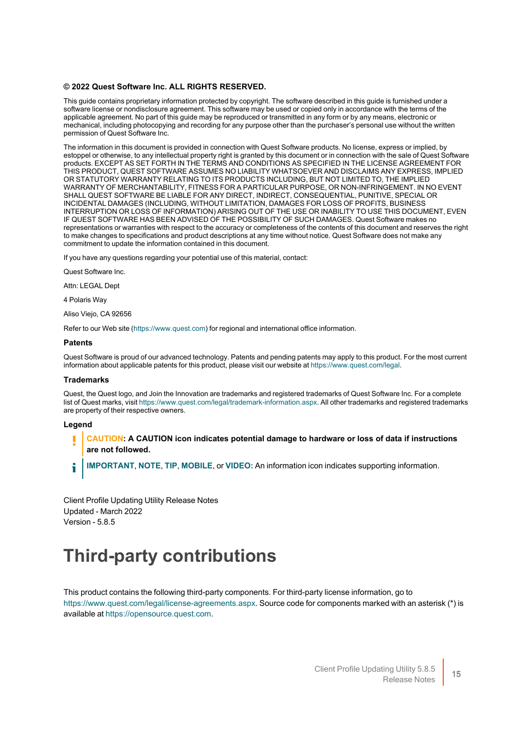**© 2022 Quest Software Inc. ALL RIGHTS RESERVED.**

This guide contains proprietary information protected by copyright. The software described in this guide is furnished under a software license or nondisclosure agreement. This software may be used or copied only in accordance with the terms of the applicable agreement. No part of this guide may be reproduced or transmitted in any form or by any means, electronic or mechanical, including photocopying and recording for any purpose other than the purchaser's personal use without the written permission of Quest Software Inc.

The information in this document is provided in connection with Quest Software products. No license, express or implied, by estoppel or otherwise, to any intellectual property right is granted by this document or in connection with the sale of Quest Software products. EXCEPT AS SET FORTH IN THE TERMS AND CONDITIONS AS SPECIFIED IN THE LICENSE AGREEMENT FOR THIS PRODUCT, QUEST SOFTWARE ASSUMES NO LIABILITY WHATSOEVER AND DISCLAIMS ANY EXPRESS, IMPLIED OR STATUTORY WARRANTY RELATING TO ITS PRODUCTS INCLUDING, BUT NOT LIMITED TO, THE IMPLIED WARRANTY OF MERCHANTABILITY, FITNESS FOR A PARTICULAR PURPOSE, OR NON-INFRINGEMENT. IN NO EVENT SHALL QUEST SOFTWARE BE LIABLE FOR ANY DIRECT, INDIRECT, CONSEQUENTIAL, PUNITIVE, SPECIAL OR INCIDENTAL DAMAGES (INCLUDING, WITHOUT LIMITATION, DAMAGES FOR LOSS OF PROFITS, BUSINESS INTERRUPTION OR LOSS OF INFORMATION) ARISING OUT OF THE USE OR INABILITY TO USE THIS DOCUMENT, EVEN IF QUEST SOFTWARE HAS BEEN ADVISED OF THE POSSIBILITY OF SUCH DAMAGES. Quest Software makes no representations or warranties with respect to the accuracy or completeness of the contents of this document and reserves the right to make changes to specifications and product descriptions at any time without notice. Quest Software does not make any commitment to update the information contained in this document.

If you have any questions regarding your potential use of this material, contact:

Quest Software Inc.

Attn: LEGAL Dept

4 Polaris Way

Aliso Viejo, CA 92656

Refer to our Web site (https://www.quest.com) for regional and international office information.

### Patents

Quest Software is proud of our advanced technology. Patents and pending patents may apply to this product. For the most current information about applicable patents for this product, please visit our website at https://www.quest.com/legal.

### Trademarks

Quest, the Quest logo, and Join the Innovation are trademarks and registered trademarks of Quest Software Inc. For a complete list of Quest marks, visit https://www.quest.com/legal/trademark-information.aspx. All other trademarks and registered trademarks are property of their respective owners.

### Legend

**CAUTION: A CAUTION icon indicates potential damage to hardware or loss of data if instructions are not followed.**

**IMPORTANT**, **NOTE**, **TIP**, **MOBILE**, or **VIDEO:** An information icon indicates supporting information.

Client Profile Updating Utility Release Notes
Updated - March 2022
Version - 5.8.5

# Third-party contributions

This product contains the following third-party components. For third-party license information, go to https://www.quest.com/legal/license-agreements.aspx. Source code for components marked with an asterisk (*) is available at https://opensource.quest.com.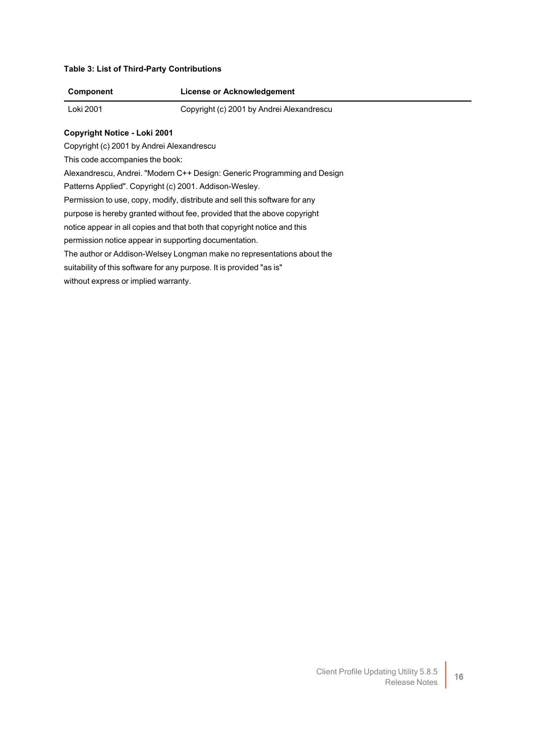**Table 3: List of Third-Party Contributions**

| Component | License or Acknowledgement |
| --- | --- |
| Loki 2001 | Copyright (c) 2001 by Andrei Alexandrescu |

**Copyright Notice - Loki 2001**

Copyright (c) 2001 by Andrei Alexandrescu

This code accompanies the book:

Alexandrescu, Andrei. "Modern C++ Design: Generic Programming and Design Patterns Applied". Copyright (c) 2001. Addison-Wesley.

Permission to use, copy, modify, distribute and sell this software for any purpose is hereby granted without fee, provided that the above copyright notice appear in all copies and that both that copyright notice and this permission notice appear in supporting documentation.

The author or Addison-Welsey Longman make no representations about the suitability of this software for any purpose. It is provided "as is" without express or implied warranty.